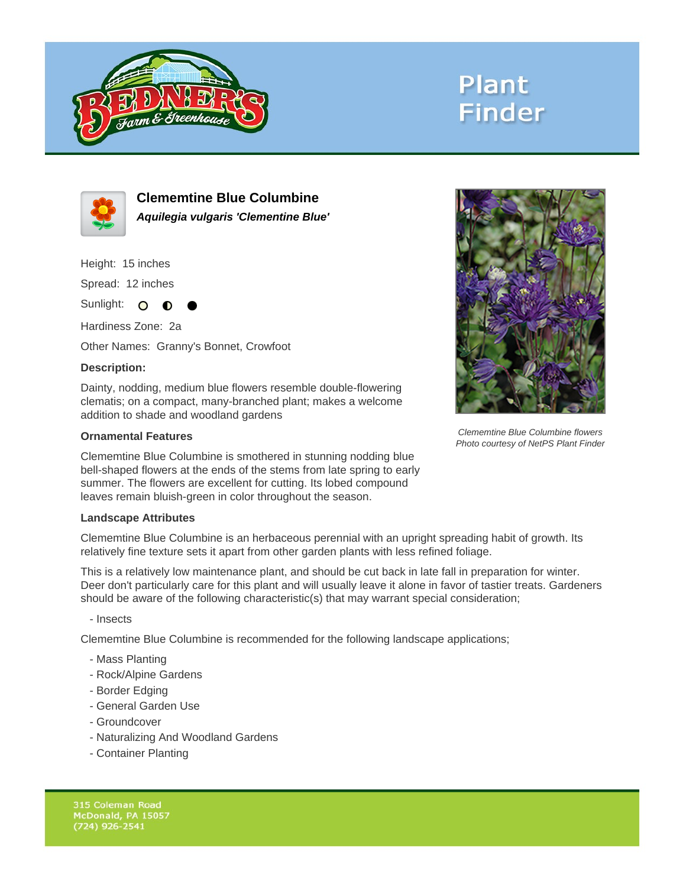Plant Finder

## Clememtine Blue Columbine

***Aquilegia vulgaris 'Clementine Blue'***

Height: 15 inches

Spread: 12 inches

Sunlight: ○ ◐ ●

Hardiness Zone: 2a

Other Names: Granny's Bonnet, Crowfoot

**Description:**

Dainty, nodding, medium blue flowers resemble double-flowering clematis; on a compact, many-branched plant; makes a welcome addition to shade and woodland gardens

*Clememtine Blue Columbine flowers*
*Photo courtesy of NetPS Plant Finder*

**Ornamental Features**

Clememtine Blue Columbine is smothered in stunning nodding blue bell-shaped flowers at the ends of the stems from late spring to early summer. The flowers are excellent for cutting. Its lobed compound leaves remain bluish-green in color throughout the season.

**Landscape Attributes**

Clememtine Blue Columbine is an herbaceous perennial with an upright spreading habit of growth. Its relatively fine texture sets it apart from other garden plants with less refined foliage.

This is a relatively low maintenance plant, and should be cut back in late fall in preparation for winter. Deer don't particularly care for this plant and will usually leave it alone in favor of tastier treats. Gardeners should be aware of the following characteristic(s) that may warrant special consideration;

- Insects

Clememtine Blue Columbine is recommended for the following landscape applications;

- Mass Planting
- Rock/Alpine Gardens
- Border Edging
- General Garden Use
- Groundcover
- Naturalizing And Woodland Gardens
- Container Planting

315 Coleman Road
McDonald, PA 15057
(724) 926-2541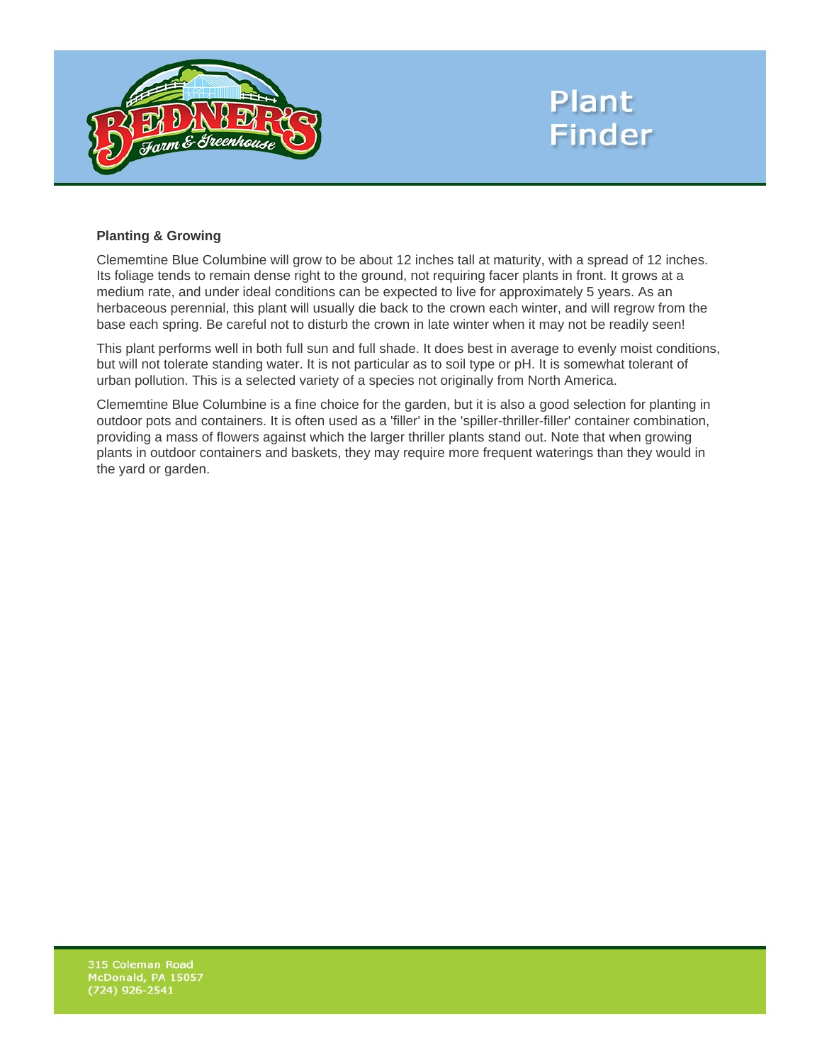**Planting & Growing**

Clememtine Blue Columbine will grow to be about 12 inches tall at maturity, with a spread of 12 inches. Its foliage tends to remain dense right to the ground, not requiring facer plants in front. It grows at a medium rate, and under ideal conditions can be expected to live for approximately 5 years. As an herbaceous perennial, this plant will usually die back to the crown each winter, and will regrow from the base each spring. Be careful not to disturb the crown in late winter when it may not be readily seen!

This plant performs well in both full sun and full shade. It does best in average to evenly moist conditions, but will not tolerate standing water. It is not particular as to soil type or pH. It is somewhat tolerant of urban pollution. This is a selected variety of a species not originally from North America.

Clememtine Blue Columbine is a fine choice for the garden, but it is also a good selection for planting in outdoor pots and containers. It is often used as a 'filler' in the 'spiller-thriller-filler' container combination, providing a mass of flowers against which the larger thriller plants stand out. Note that when growing plants in outdoor containers and baskets, they may require more frequent waterings than they would in the yard or garden.